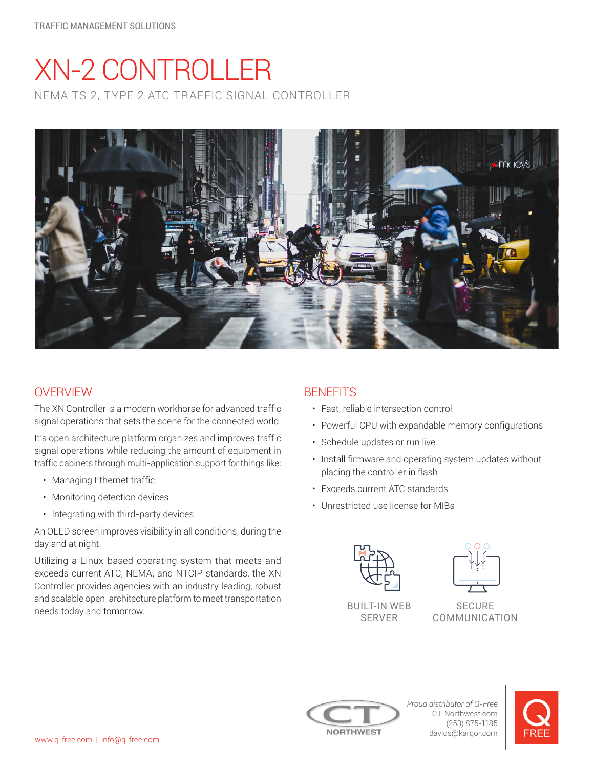TRAFFIC MANAGEMENT SOLUTIONS

# XN-2 CONTROLLER

NEMA TS 2, TYPE 2 ATC TRAFFIC SIGNAL CONTROLLER

## OVERVIEW

The XN Controller is a modern workhorse for advanced traffic signal operations that sets the scene for the connected world.

It's open architecture platform organizes and improves traffic signal operations while reducing the amount of equipment in traffic cabinets through multi-application support for things like:

- Managing Ethernet traffic
- Monitoring detection devices
- Integrating with third-party devices

An OLED screen improves visibility in all conditions, during the day and at night.

Utilizing a Linux-based operating system that meets and exceeds current ATC, NEMA, and NTCIP standards, the XN Controller provides agencies with an industry leading, robust and scalable open-architecture platform to meet transportation needs today and tomorrow.

## BENEFITS

- Fast, reliable intersection control
- Powerful CPU with expandable memory configurations
- Schedule updates or run live
- Install firmware and operating system updates without placing the controller in flash
- Exceeds current ATC standards
- Unrestricted use license for MIBs

BUILT-IN WEB SERVER

SECURE COMMUNICATION

*Proud distributor of Q-Free*
CT-Northwest.com
(253) 875-1185
davids@kargor.com

www.q-free.com | info@q-free.com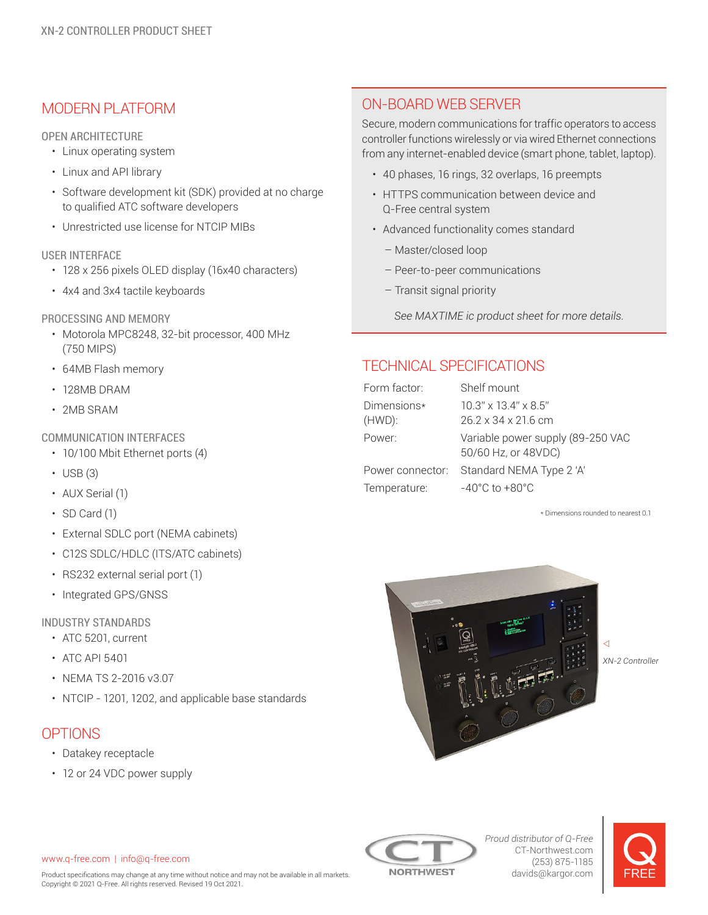# MODERN PLATFORM

### OPEN ARCHITECTURE

- Linux operating system
- Linux and API library
- Software development kit (SDK) provided at no charge to qualified ATC software developers
- Unrestricted use license for NTCIP MIBs

### USER INTERFACE

- 128 x 256 pixels OLED display (16x40 characters)
- 4x4 and 3x4 tactile keyboards

### PROCESSING AND MEMORY

- Motorola MPC8248, 32-bit processor, 400 MHz (750 MIPS)
- 64MB Flash memory
- 128MB DRAM
- 2MB SRAM

### COMMUNICATION INTERFACES

- 10/100 Mbit Ethernet ports (4)
- USB (3)
- AUX Serial (1)
- SD Card (1)
- External SDLC port (NEMA cabinets)
- C12S SDLC/HDLC (ITS/ATC cabinets)
- RS232 external serial port (1)
- Integrated GPS/GNSS

### INDUSTRY STANDARDS

- ATC 5201, current
- ATC API 5401
- NEMA TS 2-2016 v3.07
- NTCIP - 1201, 1202, and applicable base standards

# OPTIONS

- Datakey receptacle
- 12 or 24 VDC power supply

# ON-BOARD WEB SERVER

Secure, modern communications for traffic operators to access controller functions wirelessly or via wired Ethernet connections from any internet-enabled device (smart phone, tablet, laptop).

- 40 phases, 16 rings, 32 overlaps, 16 preempts
- HTTPS communication between device and Q-Free central system
- Advanced functionality comes standard
  - Master/closed loop
  - Peer-to-peer communications
  - Transit signal priority

*See MAXTIME ic product sheet for more details.*

# TECHNICAL SPECIFICATIONS

| | |
|---|---|
| Form factor: | Shelf mount |
| Dimensions* (HWD): | 10.3" x 13.4" x 8.5"<br>26.2 x 34 x 21.6 cm |
| Power: | Variable power supply (89-250 VAC 50/60 Hz, or 48VDC) |
| Power connector: | Standard NEMA Type 2 'A' |
| Temperature: | -40°C to +80°C |

* Dimensions rounded to nearest 0.1

*XN-2 Controller*

www.q-free.com | info@q-free.com

Product specifications may change at any time without notice and may not be available in all markets. Copyright © 2021 Q-Free. All rights reserved. Revised 19 Oct 2021.

*Proud distributor of Q-Free*
CT-Northwest.com
(253) 875-1185
davids@kargor.com